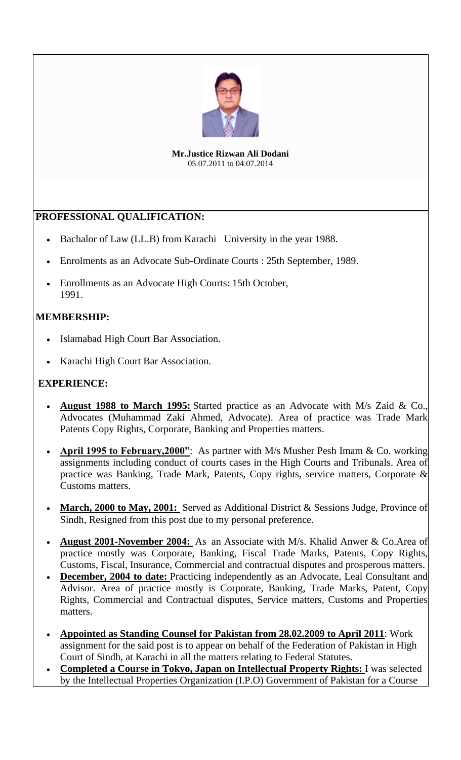**Mr.Justice Rizwan Ali Dodani**
05.07.2011 to 04.07.2014

## PROFESSIONAL QUALIFICATION:

- Bachalor of Law (LL.B) from Karachi University in the year 1988.
- Enrolments as an Advocate Sub-Ordinate Courts : 25th September, 1989.
- Enrollments as an Advocate High Courts: 15th October, 1991.

## MEMBERSHIP:

- Islamabad High Court Bar Association.
- Karachi High Court Bar Association.

## EXPERIENCE:

- **August 1988 to March 1995:** Started practice as an Advocate with M/s Zaid & Co., Advocates (Muhammad Zaki Ahmed, Advocate). Area of practice was Trade Mark Patents Copy Rights, Corporate, Banking and Properties matters.
- **April 1995 to February,2000"**: As partner with M/s Musher Pesh Imam & Co. working assignments including conduct of courts cases in the High Courts and Tribunals. Area of practice was Banking, Trade Mark, Patents, Copy rights, service matters, Corporate & Customs matters.
- **March, 2000 to May, 2001:** Served as Additional District & Sessions Judge, Province of Sindh, Resigned from this post due to my personal preference.
- **August 2001-November 2004:** As an Associate with M/s. Khalid Anwer & Co.Area of practice mostly was Corporate, Banking, Fiscal Trade Marks, Patents, Copy Rights, Customs, Fiscal, Insurance, Commercial and contractual disputes and prosperous matters.
- **December, 2004 to date:** Practicing independently as an Advocate, Leal Consultant and Advisor. Area of practice mostly is Corporate, Banking, Trade Marks, Patent, Copy Rights, Commercial and Contractual disputes, Service matters, Customs and Properties matters.
- **Appointed as Standing Counsel for Pakistan from 28.02.2009 to April 2011**: Work assignment for the said post is to appear on behalf of the Federation of Pakistan in High Court of Sindh, at Karachi in all the matters relating to Federal Statutes.
- **Completed a Course in Tokyo, Japan on Intellectual Property Rights:** I was selected by the Intellectual Properties Organization (I.P.O) Government of Pakistan for a Course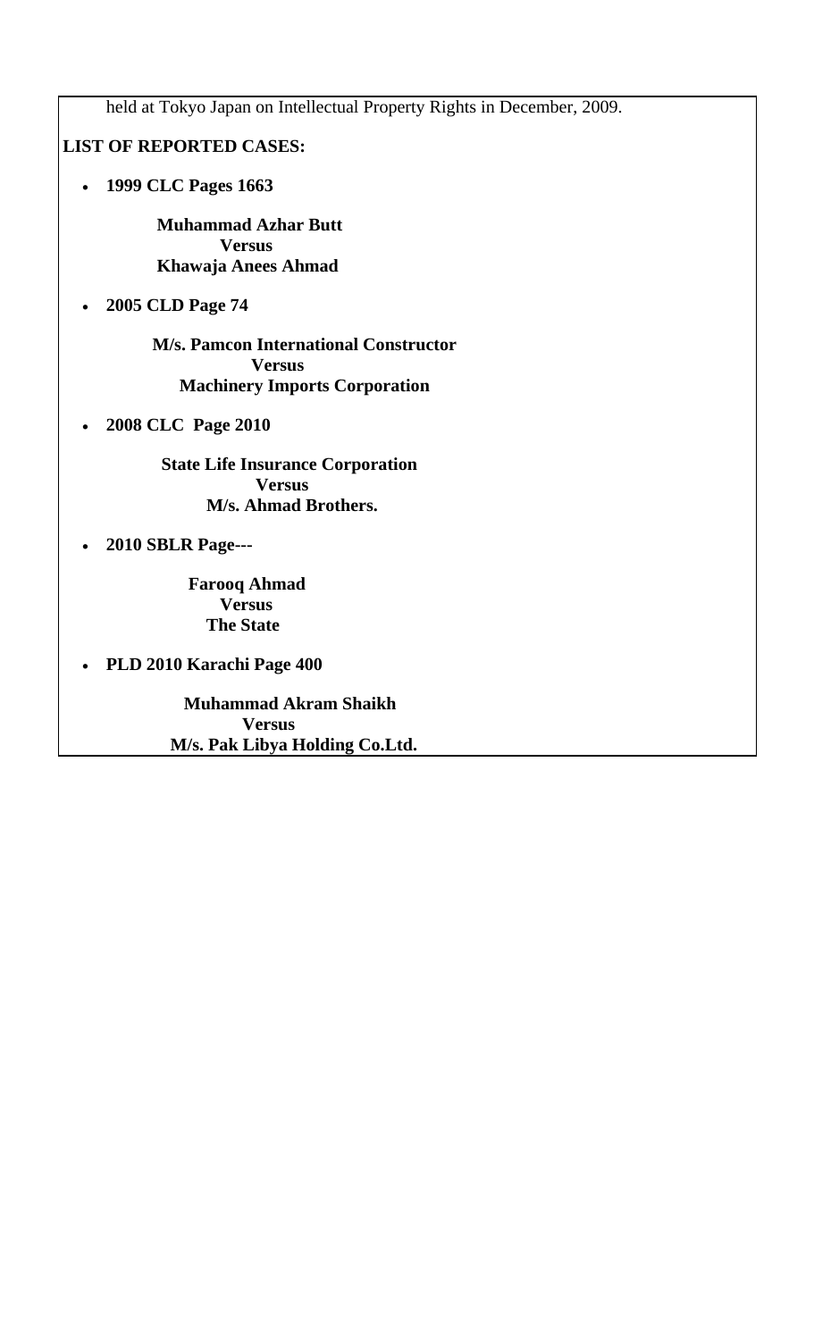held at Tokyo Japan on Intellectual Property Rights in December, 2009.

**LIST OF REPORTED CASES:**

- **1999 CLC Pages 1663**

  **Muhammad Azhar Butt**
  **Versus**
  **Khawaja Anees Ahmad**

- **2005 CLD Page 74**

  **M/s. Pamcon International Constructor**
  **Versus**
  **Machinery Imports Corporation**

- **2008 CLC Page 2010**

  **State Life Insurance Corporation**
  **Versus**
  **M/s. Ahmad Brothers.**

- **2010 SBLR Page---**

  **Farooq Ahmad**
  **Versus**
  **The State**

- **PLD 2010 Karachi Page 400**

  **Muhammad Akram Shaikh**
  **Versus**
  **M/s. Pak Libya Holding Co.Ltd.**